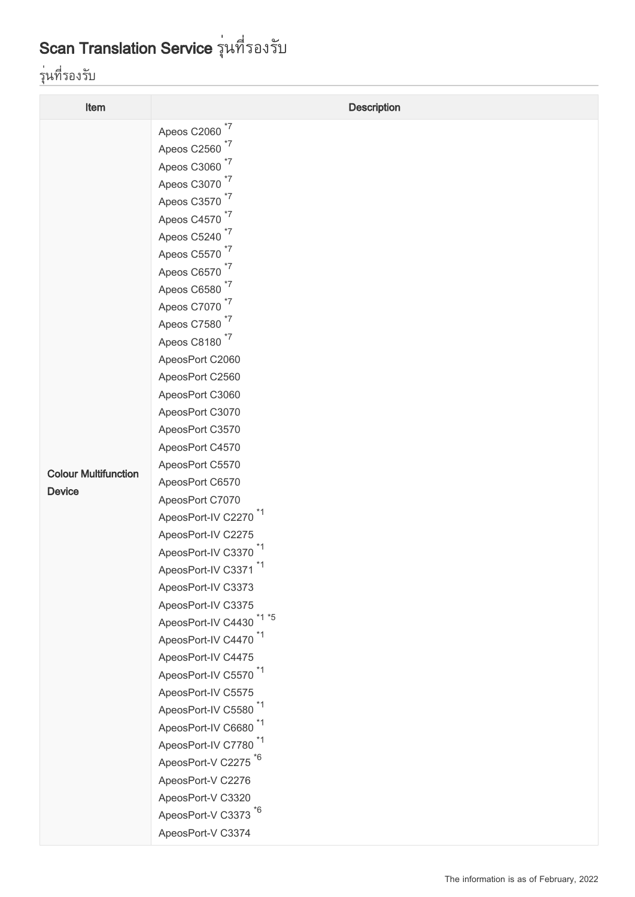# Scan Translation Service รุ่นที่รองรับ

## รุ่นที่รองรับ

| Item | Description |
| --- | --- |
| **Colour Multifunction Device** | Apeos C2060 *7<br>Apeos C2560 *7<br>Apeos C3060 *7<br>Apeos C3070 *7<br>Apeos C3570 *7<br>Apeos C4570 *7<br>Apeos C5240 *7<br>Apeos C5570 *7<br>Apeos C6570 *7<br>Apeos C6580 *7<br>Apeos C7070 *7<br>Apeos C7580 *7<br>Apeos C8180 *7<br>ApeosPort C2060<br>ApeosPort C2560<br>ApeosPort C3060<br>ApeosPort C3070<br>ApeosPort C3570<br>ApeosPort C4570<br>ApeosPort C5570<br>ApeosPort C6570<br>ApeosPort C7070<br>ApeosPort-IV C2270 *1<br>ApeosPort-IV C2275<br>ApeosPort-IV C3370 *1<br>ApeosPort-IV C3371 *1<br>ApeosPort-IV C3373<br>ApeosPort-IV C3375<br>ApeosPort-IV C4430 *1 *5<br>ApeosPort-IV C4470 *1<br>ApeosPort-IV C4475<br>ApeosPort-IV C5570 *1<br>ApeosPort-IV C5575<br>ApeosPort-IV C5580 *1<br>ApeosPort-IV C6680 *1<br>ApeosPort-IV C7780 *1<br>ApeosPort-V C2275 *6<br>ApeosPort-V C2276<br>ApeosPort-V C3320<br>ApeosPort-V C3373 *6<br>ApeosPort-V C3374 |

The information is as of February, 2022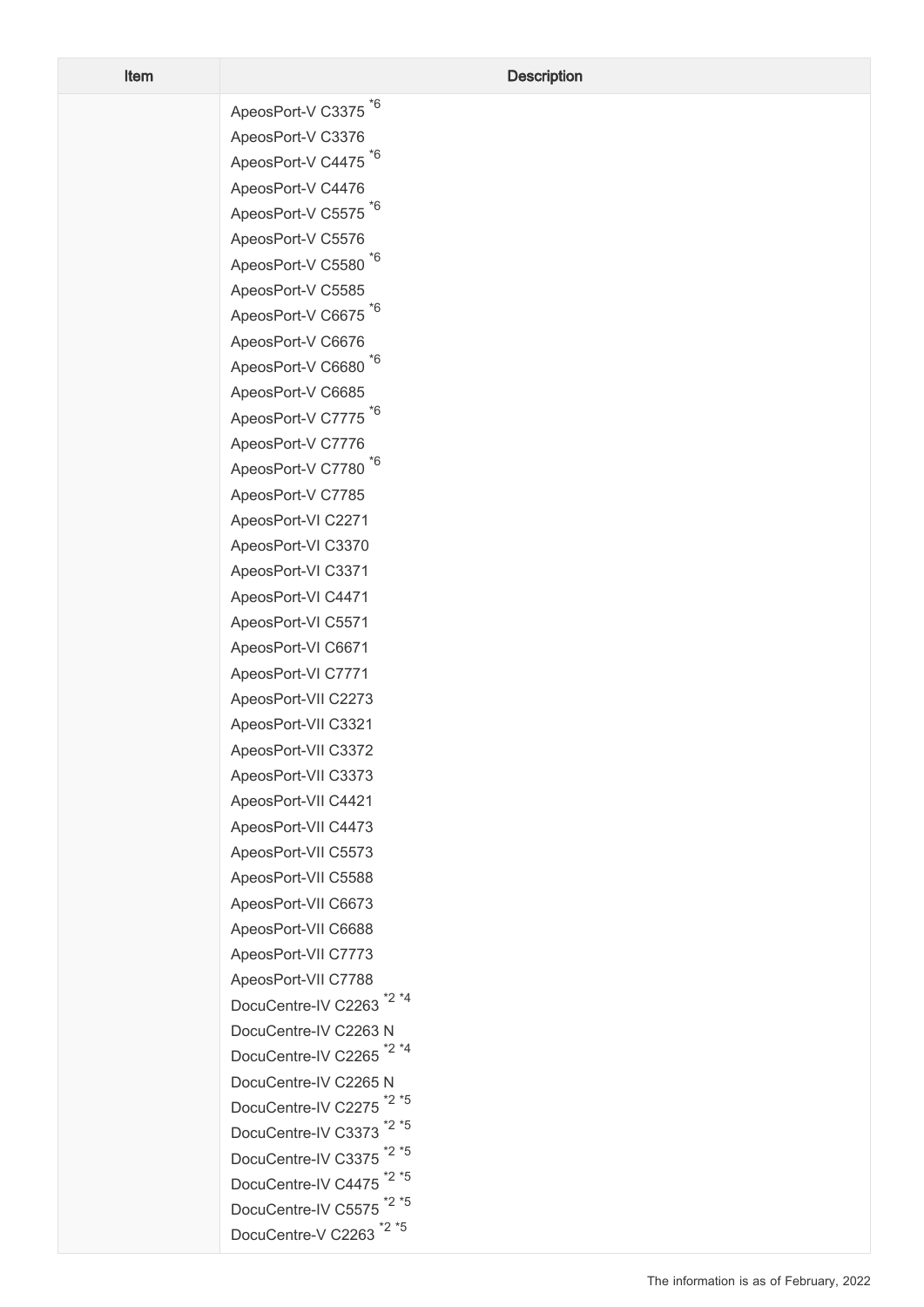| Item | Description |
| --- | --- |
| | ApeosPort-V C3375 *6<br>ApeosPort-V C3376<br>ApeosPort-V C4475 *6<br>ApeosPort-V C4476<br>ApeosPort-V C5575 *6<br>ApeosPort-V C5576<br>ApeosPort-V C5580 *6<br>ApeosPort-V C5585<br>ApeosPort-V C6675 *6<br>ApeosPort-V C6676<br>ApeosPort-V C6680 *6<br>ApeosPort-V C6685<br>ApeosPort-V C7775 *6<br>ApeosPort-V C7776<br>ApeosPort-V C7780 *6<br>ApeosPort-V C7785<br>ApeosPort-VI C2271<br>ApeosPort-VI C3370<br>ApeosPort-VI C3371<br>ApeosPort-VI C4471<br>ApeosPort-VI C5571<br>ApeosPort-VI C6671<br>ApeosPort-VI C7771<br>ApeosPort-VII C2273<br>ApeosPort-VII C3321<br>ApeosPort-VII C3372<br>ApeosPort-VII C3373<br>ApeosPort-VII C4421<br>ApeosPort-VII C4473<br>ApeosPort-VII C5573<br>ApeosPort-VII C5588<br>ApeosPort-VII C6673<br>ApeosPort-VII C6688<br>ApeosPort-VII C7773<br>ApeosPort-VII C7788<br>DocuCentre-IV C2263 *2 *4<br>DocuCentre-IV C2263 N<br>DocuCentre-IV C2265 *2 *4<br>DocuCentre-IV C2265 N<br>DocuCentre-IV C2275 *2 *5<br>DocuCentre-IV C3373 *2 *5<br>DocuCentre-IV C3375 *2 *5<br>DocuCentre-IV C4475 *2 *5<br>DocuCentre-IV C5575 *2 *5<br>DocuCentre-V C2263 *2 *5 |

The information is as of February, 2022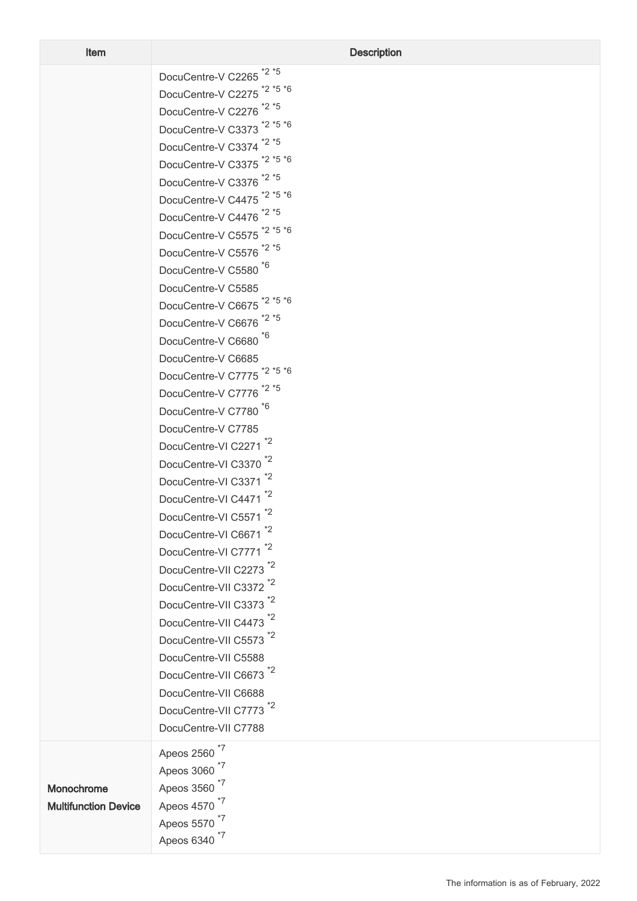| Item | Description |
| --- | --- |
| | DocuCentre-V C2265 *2 *5<br>DocuCentre-V C2275 *2 *5 *6<br>DocuCentre-V C2276 *2 *5<br>DocuCentre-V C3373 *2 *5 *6<br>DocuCentre-V C3374 *2 *5<br>DocuCentre-V C3375 *2 *5 *6<br>DocuCentre-V C3376 *2 *5<br>DocuCentre-V C4475 *2 *5 *6<br>DocuCentre-V C4476 *2 *5<br>DocuCentre-V C5575 *2 *5 *6<br>DocuCentre-V C5576 *2 *5<br>DocuCentre-V C5580 *6<br>DocuCentre-V C5585<br>DocuCentre-V C6675 *2 *5 *6<br>DocuCentre-V C6676 *2 *5<br>DocuCentre-V C6680 *6<br>DocuCentre-V C6685<br>DocuCentre-V C7775 *2 *5 *6<br>DocuCentre-V C7776 *2 *5<br>DocuCentre-V C7780 *6<br>DocuCentre-V C7785<br>DocuCentre-VI C2271 *2<br>DocuCentre-VI C3370 *2<br>DocuCentre-VI C3371 *2<br>DocuCentre-VI C4471 *2<br>DocuCentre-VI C5571 *2<br>DocuCentre-VI C6671 *2<br>DocuCentre-VI C7771 *2<br>DocuCentre-VII C2273 *2<br>DocuCentre-VII C3372 *2<br>DocuCentre-VII C3373 *2<br>DocuCentre-VII C4473 *2<br>DocuCentre-VII C5573 *2<br>DocuCentre-VII C5588<br>DocuCentre-VII C6673 *2<br>DocuCentre-VII C6688<br>DocuCentre-VII C7773 *2<br>DocuCentre-VII C7788 |
| **Monochrome Multifunction Device** | Apeos 2560 *7<br>Apeos 3060 *7<br>Apeos 3560 *7<br>Apeos 4570 *7<br>Apeos 5570 *7<br>Apeos 6340 *7 |

The information is as of February, 2022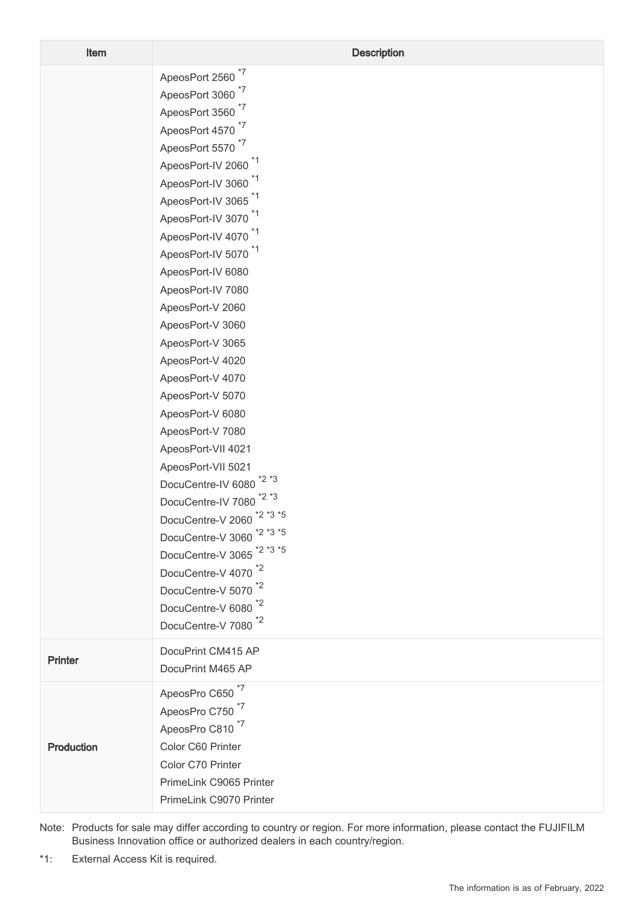| Item | Description |
| --- | --- |
| | ApeosPort 2560 [*7]<br>ApeosPort 3060 [*7]<br>ApeosPort 3560 [*7]<br>ApeosPort 4570 [*7]<br>ApeosPort 5570 [*7]<br>ApeosPort-IV 2060 [*1]<br>ApeosPort-IV 3060 [*1]<br>ApeosPort-IV 3065 [*1]<br>ApeosPort-IV 3070 [*1]<br>ApeosPort-IV 4070 [*1]<br>ApeosPort-IV 5070 [*1]<br>ApeosPort-IV 6080<br>ApeosPort-IV 7080<br>ApeosPort-V 2060<br>ApeosPort-V 3060<br>ApeosPort-V 3065<br>ApeosPort-V 4020<br>ApeosPort-V 4070<br>ApeosPort-V 5070<br>ApeosPort-V 6080<br>ApeosPort-V 7080<br>ApeosPort-VII 4021<br>ApeosPort-VII 5021<br>DocuCentre-IV 6080 [*2 *3]<br>DocuCentre-IV 7080 [*2 *3]<br>DocuCentre-V 2060 [*2 *3 *5]<br>DocuCentre-V 3060 [*2 *3 *5]<br>DocuCentre-V 3065 [*2 *3 *5]<br>DocuCentre-V 4070 [*2]<br>DocuCentre-V 5070 [*2]<br>DocuCentre-V 6080 [*2]<br>DocuCentre-V 7080 [*2] |
| **Printer** | DocuPrint CM415 AP<br>DocuPrint M465 AP |
| **Production** | ApeosPro C650 [*7]<br>ApeosPro C750 [*7]<br>ApeosPro C810 [*7]<br>Color C60 Printer<br>Color C70 Printer<br>PrimeLink C9065 Printer<br>PrimeLink C9070 Printer |

Note: Products for sale may differ according to country or region. For more information, please contact the FUJIFILM Business Innovation office or authorized dealers in each country/region.

*1: External Access Kit is required.

The information is as of February, 2022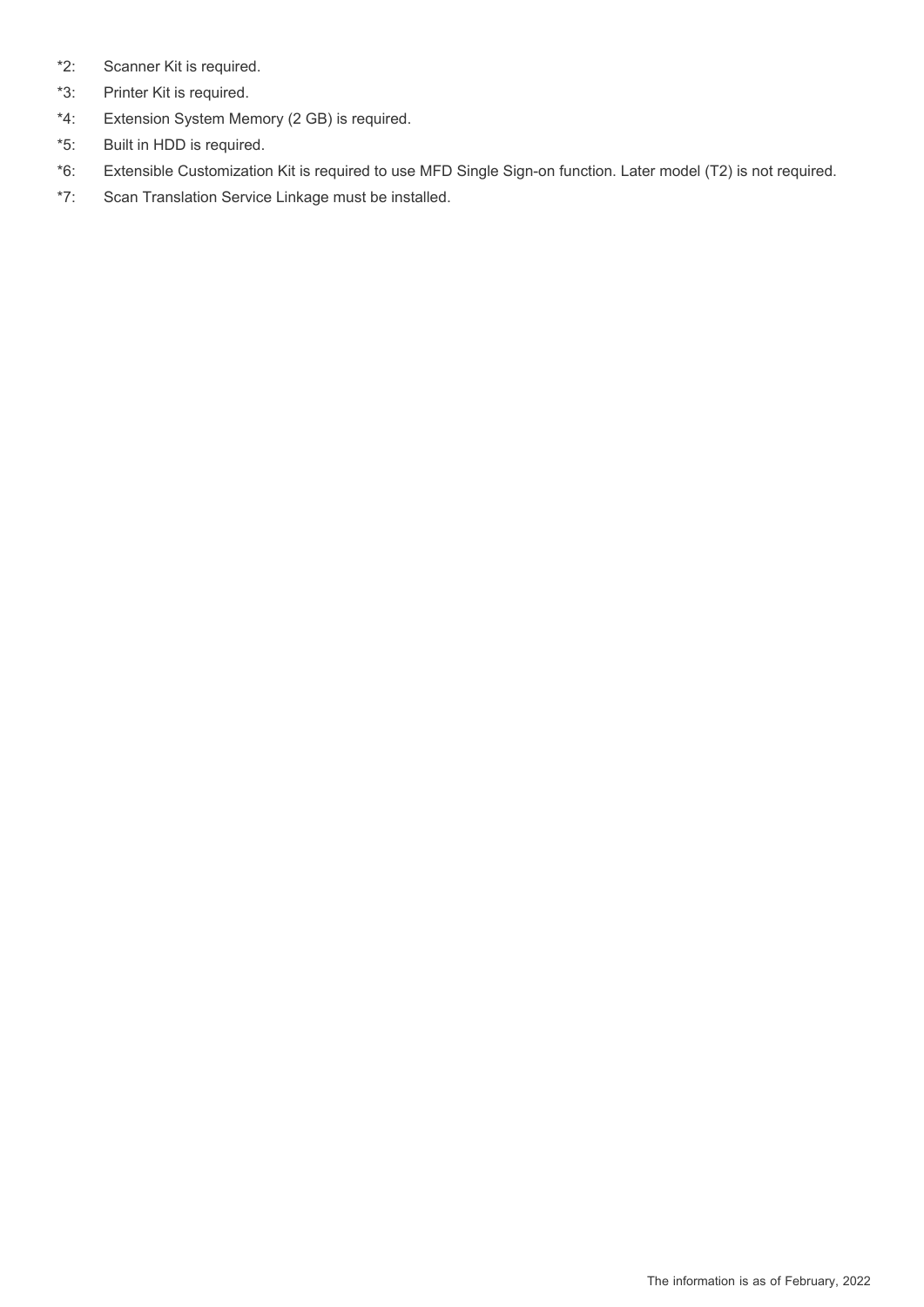*2: Scanner Kit is required.

*3: Printer Kit is required.

*4: Extension System Memory (2 GB) is required.

*5: Built in HDD is required.

*6: Extensible Customization Kit is required to use MFD Single Sign-on function. Later model (T2) is not required.

*7: Scan Translation Service Linkage must be installed.

The information is as of February, 2022